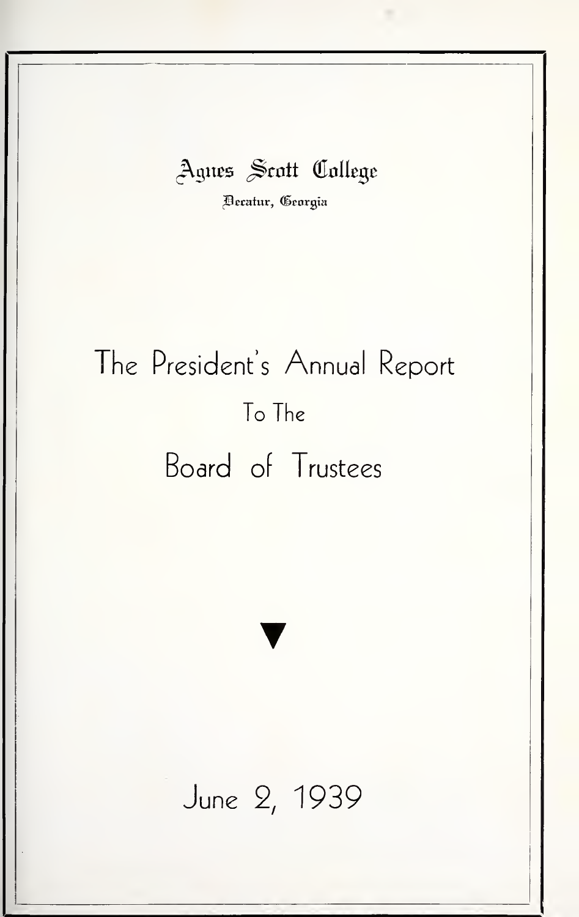Agnes Scott College

Decatur, Georgia

# The President's Annual Report

To The

# Board of Trustees

▼

June 2, 1939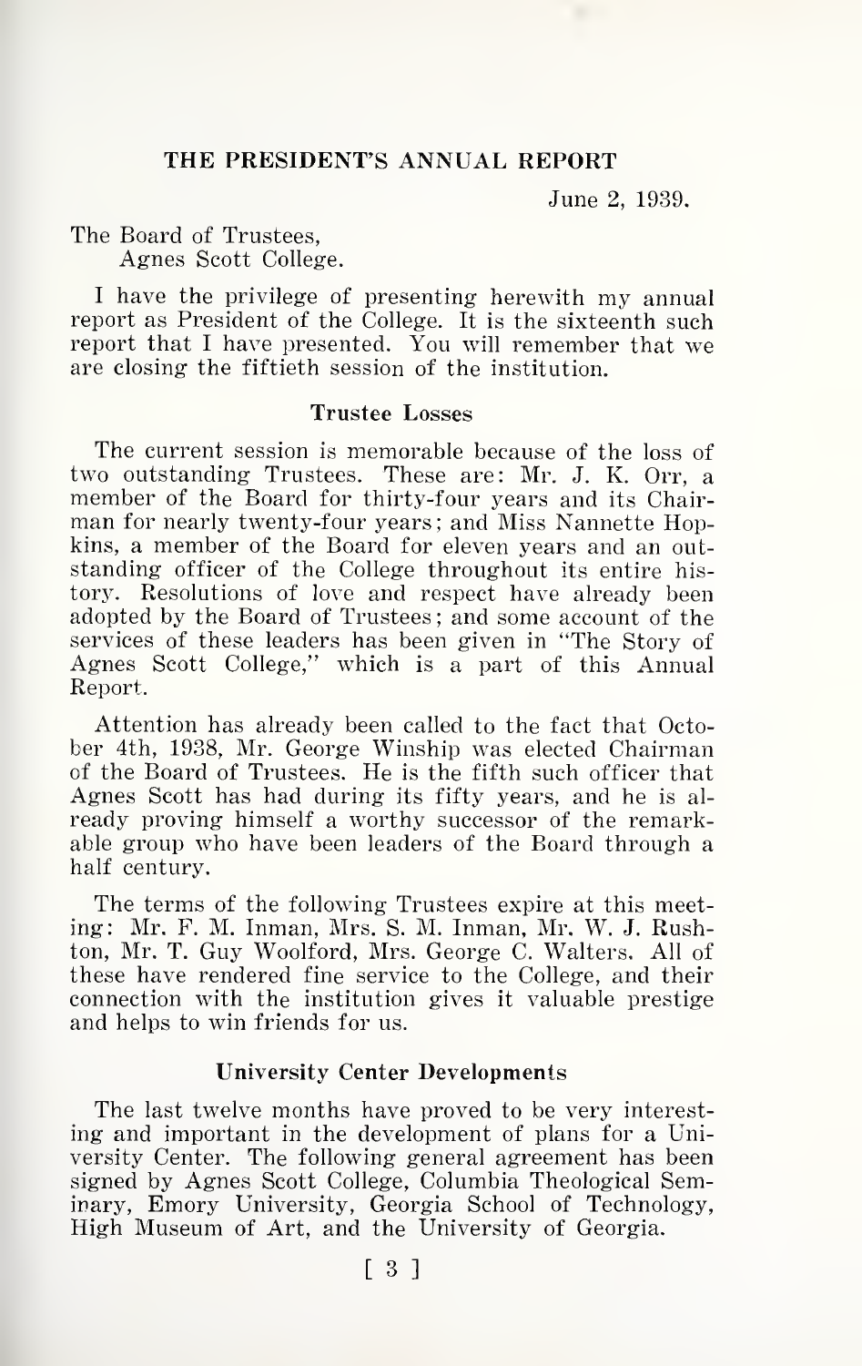## THE PRESIDENT'S ANNUAL REPORT

June 2, 1939.

The Board of Trustees,
Agnes Scott College.

I have the privilege of presenting herewith my annual report as President of the College. It is the sixteenth such report that I have presented. You will remember that we are closing the fiftieth session of the institution.

### Trustee Losses

The current session is memorable because of the loss of two outstanding Trustees. These are: Mr. J. K. Orr, a member of the Board for thirty-four years and its Chairman for nearly twenty-four years; and Miss Nannette Hopkins, a member of the Board for eleven years and an outstanding officer of the College throughout its entire history. Resolutions of love and respect have already been adopted by the Board of Trustees; and some account of the services of these leaders has been given in "The Story of Agnes Scott College," which is a part of this Annual Report.

Attention has already been called to the fact that October 4th, 1938, Mr. George Winship was elected Chairman of the Board of Trustees. He is the fifth such officer that Agnes Scott has had during its fifty years, and he is already proving himself a worthy successor of the remarkable group who have been leaders of the Board through a half century.

The terms of the following Trustees expire at this meeting: Mr. F. M. Inman, Mrs. S. M. Inman, Mr. W. J. Rushton, Mr. T. Guy Woolford, Mrs. George C. Walters. All of these have rendered fine service to the College, and their connection with the institution gives it valuable prestige and helps to win friends for us.

### University Center Developments

The last twelve months have proved to be very interesting and important in the development of plans for a University Center. The following general agreement has been signed by Agnes Scott College, Columbia Theological Seminary, Emory University, Georgia School of Technology, High Museum of Art, and the University of Georgia.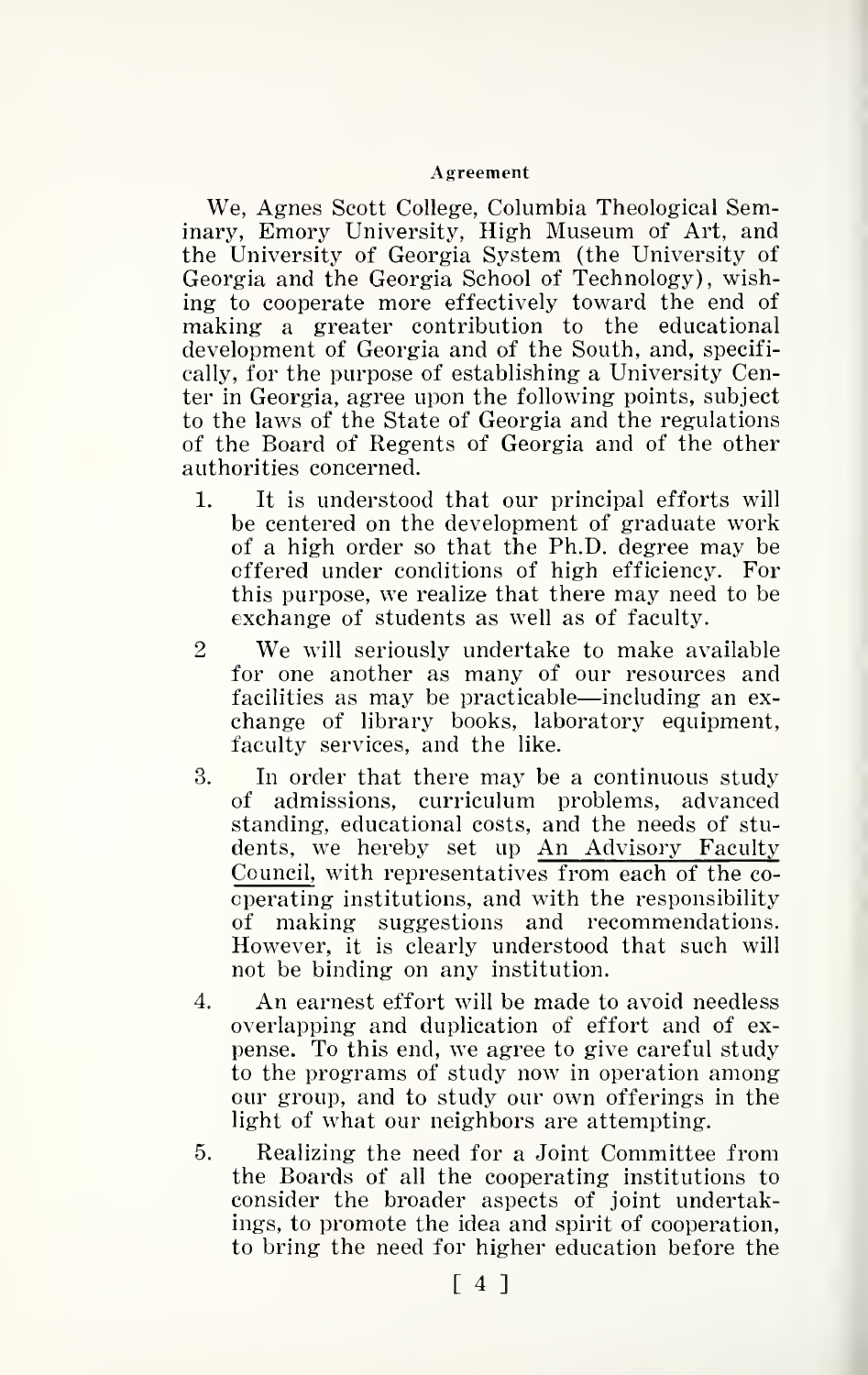#### Agreement

We, Agnes Scott College, Columbia Theological Seminary, Emory University, High Museum of Art, and the University of Georgia System (the University of Georgia and the Georgia School of Technology), wishing to cooperate more effectively toward the end of making a greater contribution to the educational development of Georgia and of the South, and, specifically, for the purpose of establishing a University Center in Georgia, agree upon the following points, subject to the laws of the State of Georgia and the regulations of the Board of Regents of Georgia and of the other authorities concerned.

1. It is understood that our principal efforts will be centered on the development of graduate work of a high order so that the Ph.D. degree may be offered under conditions of high efficiency. For this purpose, we realize that there may need to be exchange of students as well as of faculty.

2. We will seriously undertake to make available for one another as many of our resources and facilities as may be practicable—including an exchange of library books, laboratory equipment, faculty services, and the like.

3. In order that there may be a continuous study of admissions, curriculum problems, advanced standing, educational costs, and the needs of students, we hereby set up <u>An Advisory Faculty Council</u>, with representatives from each of the cooperating institutions, and with the responsibility of making suggestions and recommendations. However, it is clearly understood that such will not be binding on any institution.

4. An earnest effort will be made to avoid needless overlapping and duplication of effort and of expense. To this end, we agree to give careful study to the programs of study now in operation among our group, and to study our own offerings in the light of what our neighbors are attempting.

5. Realizing the need for a Joint Committee from the Boards of all the cooperating institutions to consider the broader aspects of joint undertakings, to promote the idea and spirit of cooperation, to bring the need for higher education before the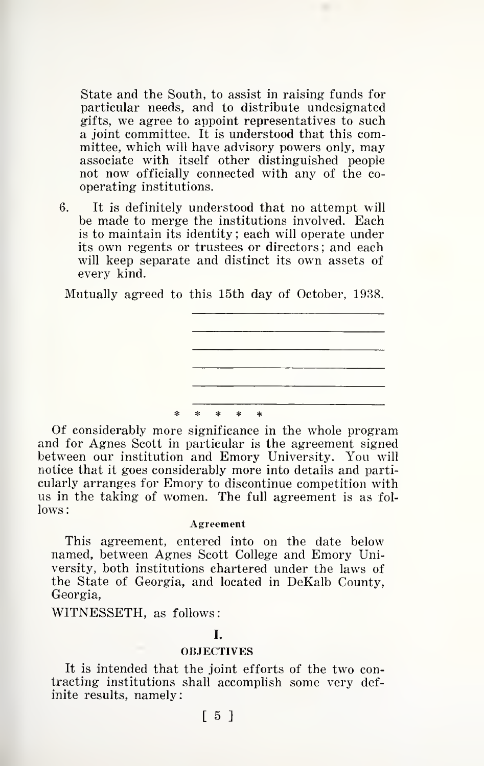State and the South, to assist in raising funds for particular needs, and to distribute undesignated gifts, we agree to appoint representatives to such a joint committee. It is understood that this committee, which will have advisory powers only, may associate with itself other distinguished people not now officially connected with any of the co-operating institutions.

6. It is definitely understood that no attempt will be made to merge the institutions involved. Each is to maintain its identity; each will operate under its own regents or trustees or directors; and each will keep separate and distinct its own assets of every kind.

Mutually agreed to this 15th day of October, 1938.

\_\_\_\_\_\_\_\_\_\_\_\_\_\_\_\_\_\_\_\_\_\_\_\_\_\_\_\_

\_\_\_\_\_\_\_\_\_\_\_\_\_\_\_\_\_\_\_\_\_\_\_\_\_\_\_\_

\_\_\_\_\_\_\_\_\_\_\_\_\_\_\_\_\_\_\_\_\_\_\_\_\_\_\_\_

\_\_\_\_\_\_\_\_\_\_\_\_\_\_\_\_\_\_\_\_\_\_\_\_\_\_\_\_

\_\_\_\_\_\_\_\_\_\_\_\_\_\_\_\_\_\_\_\_\_\_\_\_\_\_\_\_

\_\_\_\_\_\_\_\_\_\_\_\_\_\_\_\_\_\_\_\_\_\_\_\_\_\_\_\_

\* \* \* \* \*

Of considerably more significance in the whole program and for Agnes Scott in particular is the agreement signed between our institution and Emory University. You will notice that it goes considerably more into details and particularly arranges for Emory to discontinue competition with us in the taking of women. The full agreement is as follows:

#### Agreement

This agreement, entered into on the date below named, between Agnes Scott College and Emory University, both institutions chartered under the laws of the State of Georgia, and located in DeKalb County, Georgia,

WITNESSETH, as follows:

### I.

#### OBJECTIVES

It is intended that the joint efforts of the two contracting institutions shall accomplish some very definite results, namely: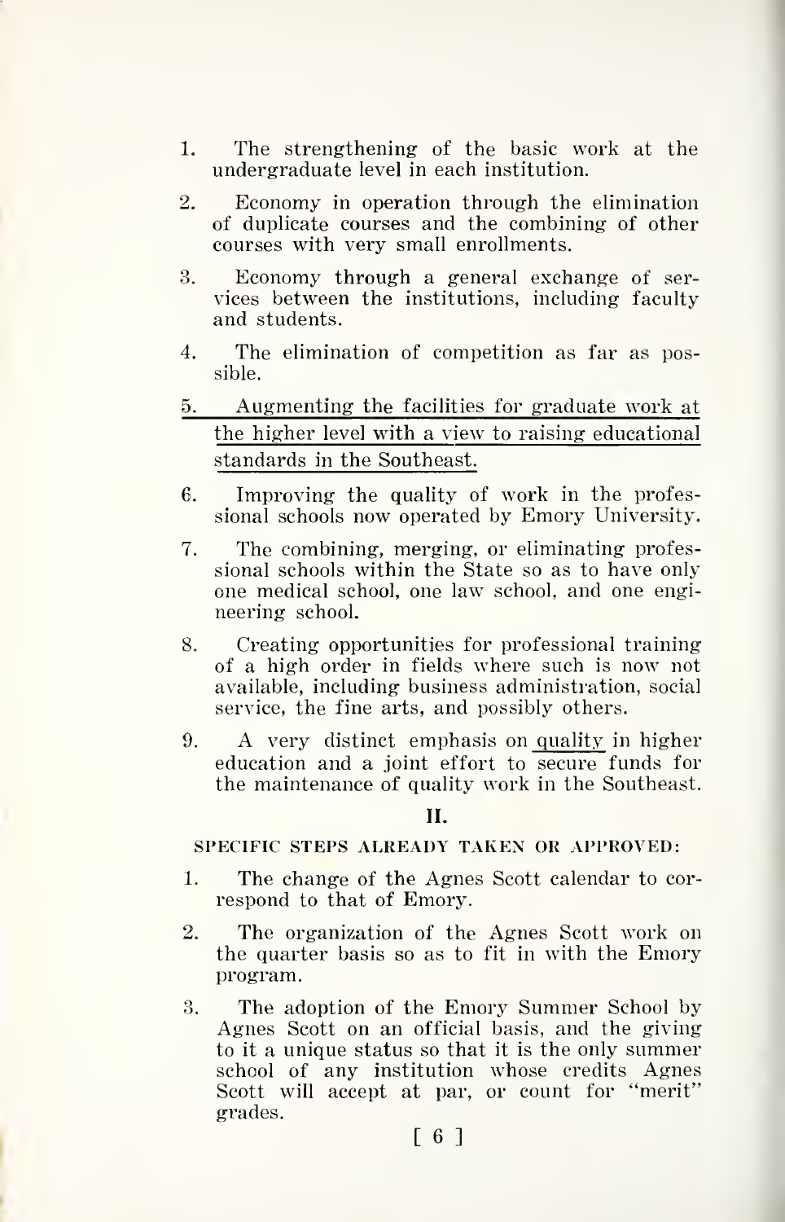1. The strengthening of the basic work at the undergraduate level in each institution.

2. Economy in operation through the elimination of duplicate courses and the combining of other courses with very small enrollments.

3. Economy through a general exchange of services between the institutions, including faculty and students.

4. The elimination of competition as far as possible.

5. <u>Augmenting the facilities for graduate work at the higher level with a view to raising educational standards in the Southeast.</u>

6. Improving the quality of work in the professional schools now operated by Emory University.

7. The combining, merging, or eliminating professional schools within the State so as to have only one medical school, one law school, and one engineering school.

8. Creating opportunities for professional training of a high order in fields where such is now not available, including business administration, social service, the fine arts, and possibly others.

9. A very distinct emphasis on <u>quality</u> in higher education and a joint effort to secure funds for the maintenance of quality work in the Southeast.

## II.

### SPECIFIC STEPS ALREADY TAKEN OR APPROVED:

1. The change of the Agnes Scott calendar to correspond to that of Emory.

2. The organization of the Agnes Scott work on the quarter basis so as to fit in with the Emory program.

3. The adoption of the Emory Summer School by Agnes Scott on an official basis, and the giving to it a unique status so that it is the only summer school of any institution whose credits Agnes Scott will accept at par, or count for "merit" grades.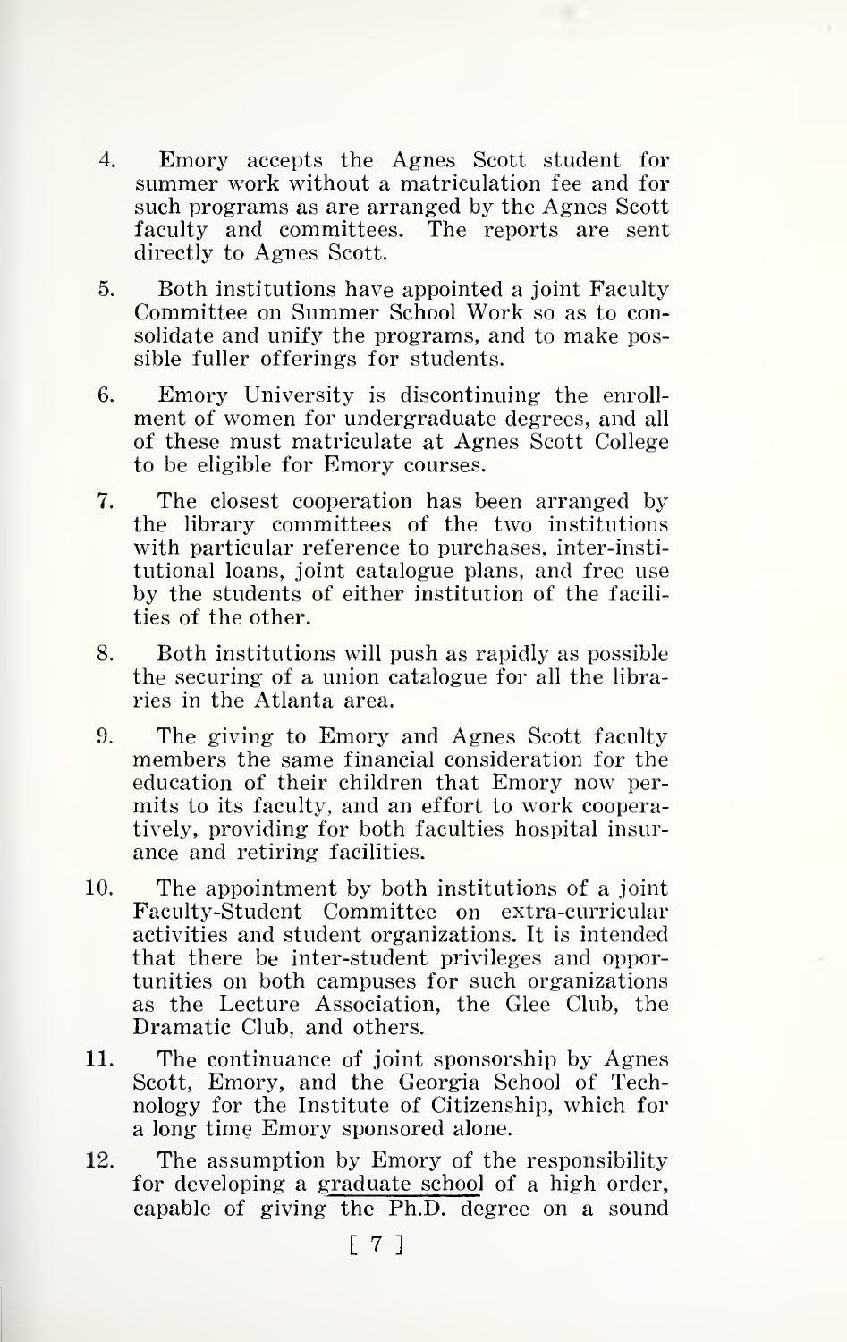4. Emory accepts the Agnes Scott student for summer work without a matriculation fee and for such programs as are arranged by the Agnes Scott faculty and committees. The reports are sent directly to Agnes Scott.

5. Both institutions have appointed a joint Faculty Committee on Summer School Work so as to consolidate and unify the programs, and to make possible fuller offerings for students.

6. Emory University is discontinuing the enrollment of women for undergraduate degrees, and all of these must matriculate at Agnes Scott College to be eligible for Emory courses.

7. The closest cooperation has been arranged by the library committees of the two institutions with particular reference to purchases, inter-institutional loans, joint catalogue plans, and free use by the students of either institution of the facilities of the other.

8. Both institutions will push as rapidly as possible the securing of a union catalogue for all the libraries in the Atlanta area.

9. The giving to Emory and Agnes Scott faculty members the same financial consideration for the education of their children that Emory now permits to its faculty, and an effort to work cooperatively, providing for both faculties hospital insurance and retiring facilities.

10. The appointment by both institutions of a joint Faculty-Student Committee on extra-curricular activities and student organizations. It is intended that there be inter-student privileges and opportunities on both campuses for such organizations as the Lecture Association, the Glee Club, the Dramatic Club, and others.

11. The continuance of joint sponsorship by Agnes Scott, Emory, and the Georgia School of Technology for the Institute of Citizenship, which for a long time Emory sponsored alone.

12. The assumption by Emory of the responsibility for developing a graduate school of a high order, capable of giving the Ph.D. degree on a sound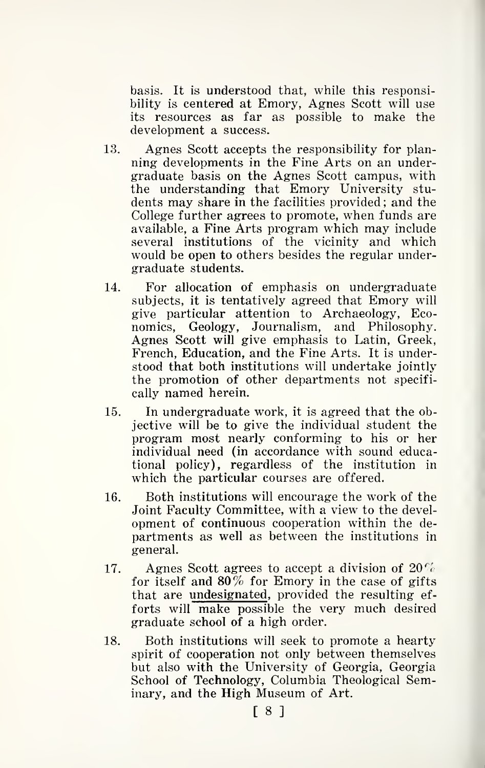basis. It is understood that, while this responsibility is centered at Emory, Agnes Scott will use its resources as far as possible to make the development a success.

13. Agnes Scott accepts the responsibility for planning developments in the Fine Arts on an undergraduate basis on the Agnes Scott campus, with the understanding that Emory University students may share in the facilities provided; and the College further agrees to promote, when funds are available, a Fine Arts program which may include several institutions of the vicinity and which would be open to others besides the regular undergraduate students.

14. For allocation of emphasis on undergraduate subjects, it is tentatively agreed that Emory will give particular attention to Archaeology, Economics, Geology, Journalism, and Philosophy. Agnes Scott will give emphasis to Latin, Greek, French, Education, and the Fine Arts. It is understood that both institutions will undertake jointly the promotion of other departments not specifically named herein.

15. In undergraduate work, it is agreed that the objective will be to give the individual student the program most nearly conforming to his or her individual need (in accordance with sound educational policy), regardless of the institution in which the particular courses are offered.

16. Both institutions will encourage the work of the Joint Faculty Committee, with a view to the development of continuous cooperation within the departments as well as between the institutions in general.

17. Agnes Scott agrees to accept a division of 20% for itself and 80% for Emory in the case of gifts that are <u>undesignated</u>, provided the resulting efforts will make possible the very much desired graduate school of a high order.

18. Both institutions will seek to promote a hearty spirit of cooperation not only between themselves but also with the University of Georgia, Georgia School of Technology, Columbia Theological Seminary, and the High Museum of Art.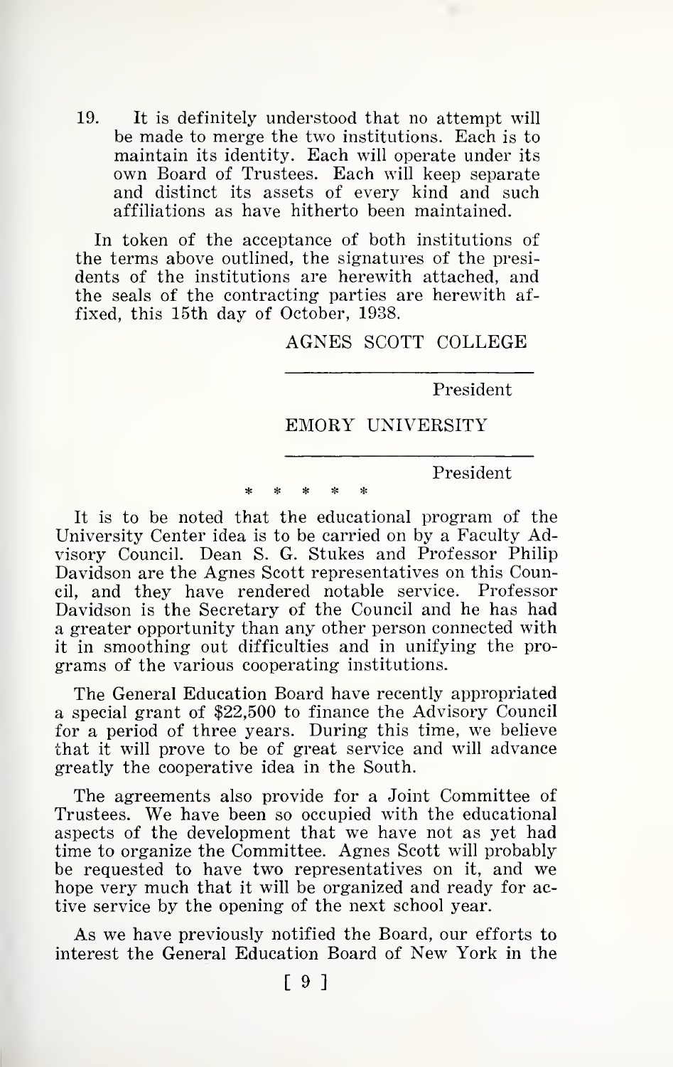19. It is definitely understood that no attempt will be made to merge the two institutions. Each is to maintain its identity. Each will operate under its own Board of Trustees. Each will keep separate and distinct its assets of every kind and such affiliations as have hitherto been maintained.

In token of the acceptance of both institutions of the terms above outlined, the signatures of the presidents of the institutions are herewith attached, and the seals of the contracting parties are herewith affixed, this 15th day of October, 1938.

AGNES SCOTT COLLEGE

\_\_\_\_\_\_\_\_\_\_\_\_\_\_\_\_\_\_\_\_\_\_\_\_

President

EMORY UNIVERSITY

\_\_\_\_\_\_\_\_\_\_\_\_\_\_\_\_\_\_\_\_\_\_\_\_

President

\* \* \* \* \*

It is to be noted that the educational program of the University Center idea is to be carried on by a Faculty Advisory Council. Dean S. G. Stukes and Professor Philip Davidson are the Agnes Scott representatives on this Council, and they have rendered notable service. Professor Davidson is the Secretary of the Council and he has had a greater opportunity than any other person connected with it in smoothing out difficulties and in unifying the programs of the various cooperating institutions.

The General Education Board have recently appropriated a special grant of $22,500 to finance the Advisory Council for a period of three years. During this time, we believe that it will prove to be of great service and will advance greatly the cooperative idea in the South.

The agreements also provide for a Joint Committee of Trustees. We have been so occupied with the educational aspects of the development that we have not as yet had time to organize the Committee. Agnes Scott will probably be requested to have two representatives on it, and we hope very much that it will be organized and ready for active service by the opening of the next school year.

As we have previously notified the Board, our efforts to interest the General Education Board of New York in the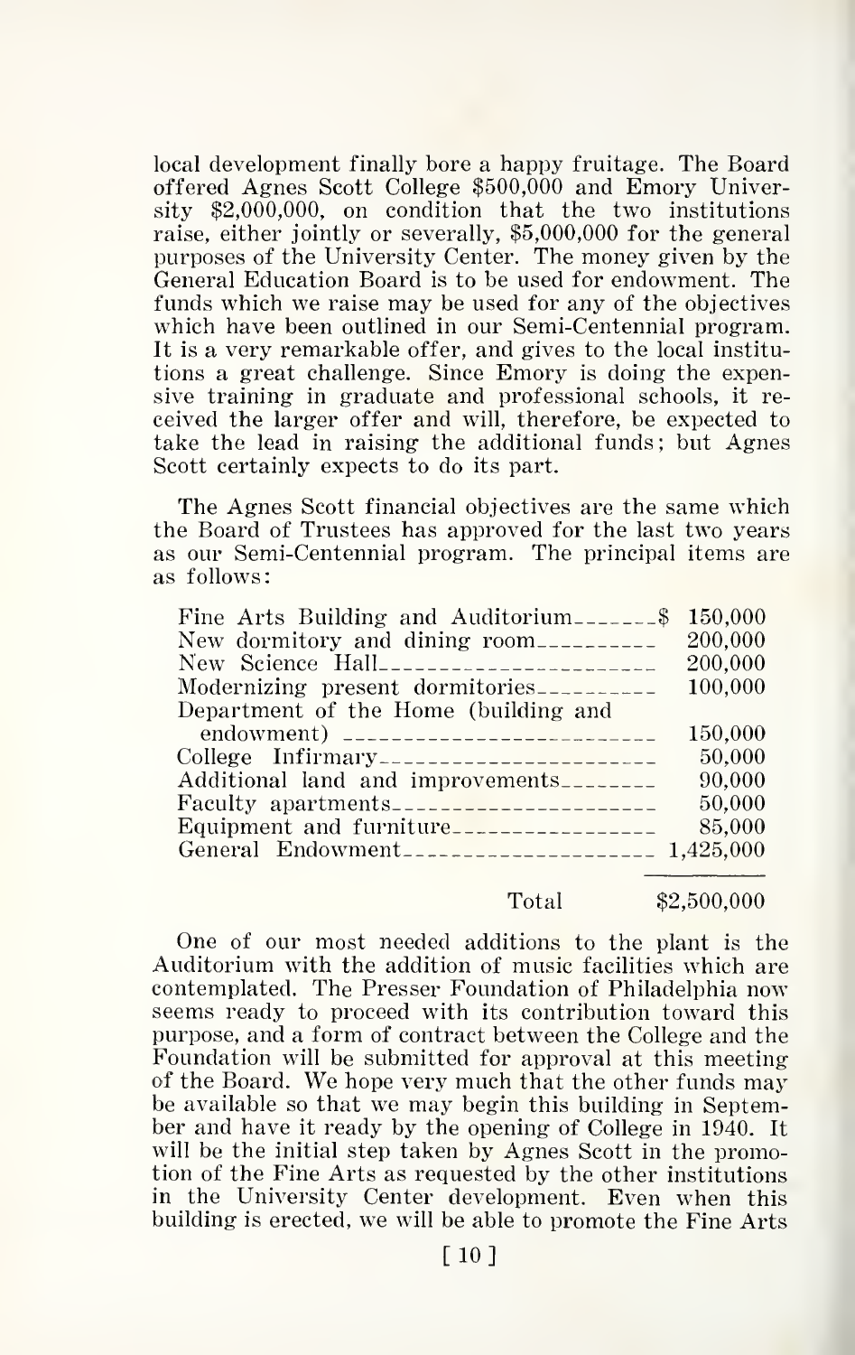local development finally bore a happy fruitage. The Board offered Agnes Scott College $500,000 and Emory University $2,000,000, on condition that the two institutions raise, either jointly or severally, $5,000,000 for the general purposes of the University Center. The money given by the General Education Board is to be used for endowment. The funds which we raise may be used for any of the objectives which have been outlined in our Semi-Centennial program. It is a very remarkable offer, and gives to the local institutions a great challenge. Since Emory is doing the expensive training in graduate and professional schools, it received the larger offer and will, therefore, be expected to take the lead in raising the additional funds; but Agnes Scott certainly expects to do its part.

The Agnes Scott financial objectives are the same which the Board of Trustees has approved for the last two years as our Semi-Centennial program. The principal items are as follows:

| Item | Amount |
|---|---|
| Fine Arts Building and Auditorium | $ 150,000 |
| New dormitory and dining room | 200,000 |
| New Science Hall | 200,000 |
| Modernizing present dormitories | 100,000 |
| Department of the Home (building and endowment) | 150,000 |
| College Infirmary | 50,000 |
| Additional land and improvements | 90,000 |
| Faculty apartments | 50,000 |
| Equipment and furniture | 85,000 |
| General Endowment | 1,425,000 |
| Total | $2,500,000 |

One of our most needed additions to the plant is the Auditorium with the addition of music facilities which are contemplated. The Presser Foundation of Philadelphia now seems ready to proceed with its contribution toward this purpose, and a form of contract between the College and the Foundation will be submitted for approval at this meeting of the Board. We hope very much that the other funds may be available so that we may begin this building in September and have it ready by the opening of College in 1940. It will be the initial step taken by Agnes Scott in the promotion of the Fine Arts as requested by the other institutions in the University Center development. Even when this building is erected, we will be able to promote the Fine Arts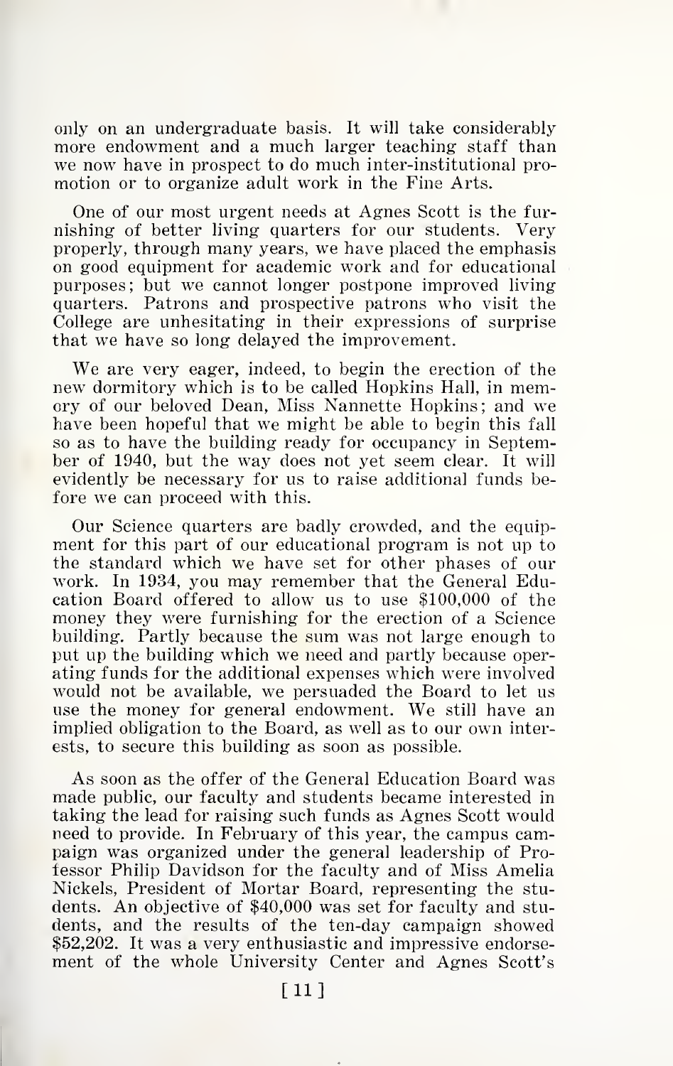only on an undergraduate basis. It will take considerably more endowment and a much larger teaching staff than we now have in prospect to do much inter-institutional promotion or to organize adult work in the Fine Arts.

One of our most urgent needs at Agnes Scott is the furnishing of better living quarters for our students. Very properly, through many years, we have placed the emphasis on good equipment for academic work and for educational purposes; but we cannot longer postpone improved living quarters. Patrons and prospective patrons who visit the College are unhesitating in their expressions of surprise that we have so long delayed the improvement.

We are very eager, indeed, to begin the erection of the new dormitory which is to be called Hopkins Hall, in memory of our beloved Dean, Miss Nannette Hopkins; and we have been hopeful that we might be able to begin this fall so as to have the building ready for occupancy in September of 1940, but the way does not yet seem clear. It will evidently be necessary for us to raise additional funds before we can proceed with this.

Our Science quarters are badly crowded, and the equipment for this part of our educational program is not up to the standard which we have set for other phases of our work. In 1934, you may remember that the General Education Board offered to allow us to use $100,000 of the money they were furnishing for the erection of a Science building. Partly because the sum was not large enough to put up the building which we need and partly because operating funds for the additional expenses which were involved would not be available, we persuaded the Board to let us use the money for general endowment. We still have an implied obligation to the Board, as well as to our own interests, to secure this building as soon as possible.

As soon as the offer of the General Education Board was made public, our faculty and students became interested in taking the lead for raising such funds as Agnes Scott would need to provide. In February of this year, the campus campaign was organized under the general leadership of Professor Philip Davidson for the faculty and of Miss Amelia Nickels, President of Mortar Board, representing the students. An objective of $40,000 was set for faculty and students, and the results of the ten-day campaign showed $52,202. It was a very enthusiastic and impressive endorsement of the whole University Center and Agnes Scott's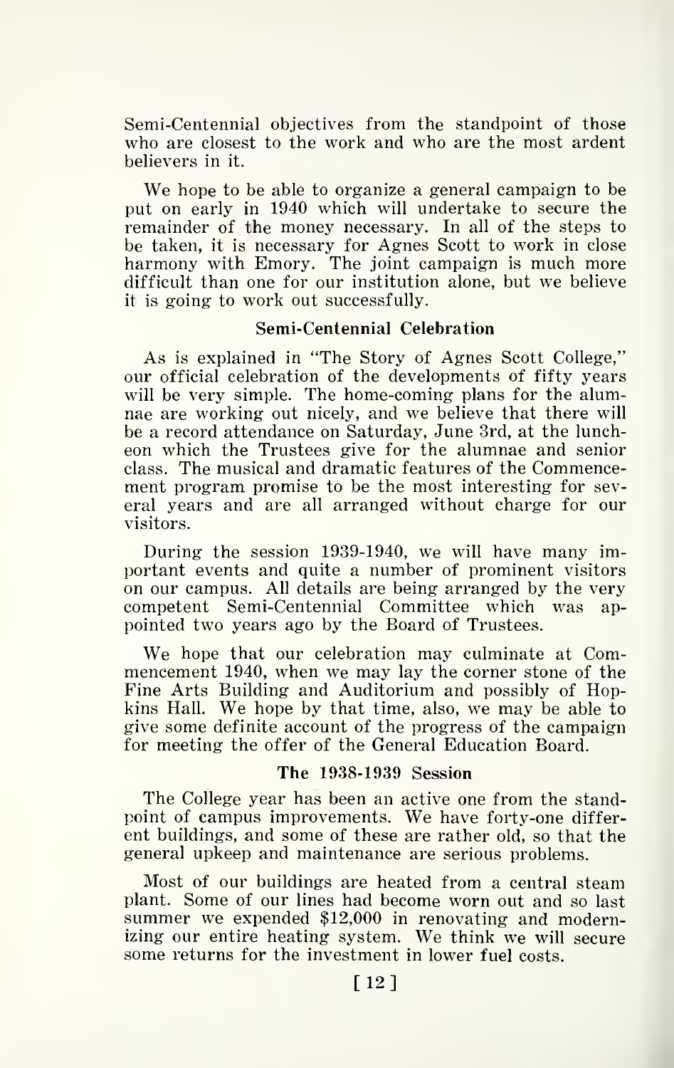Semi-Centennial objectives from the standpoint of those who are closest to the work and who are the most ardent believers in it.

We hope to be able to organize a general campaign to be put on early in 1940 which will undertake to secure the remainder of the money necessary. In all of the steps to be taken, it is necessary for Agnes Scott to work in close harmony with Emory. The joint campaign is much more difficult than one for our institution alone, but we believe it is going to work out successfully.

### Semi-Centennial Celebration

As is explained in "The Story of Agnes Scott College," our official celebration of the developments of fifty years will be very simple. The home-coming plans for the alumnae are working out nicely, and we believe that there will be a record attendance on Saturday, June 3rd, at the luncheon which the Trustees give for the alumnae and senior class. The musical and dramatic features of the Commencement program promise to be the most interesting for several years and are all arranged without charge for our visitors.

During the session 1939-1940, we will have many important events and quite a number of prominent visitors on our campus. All details are being arranged by the very competent Semi-Centennial Committee which was appointed two years ago by the Board of Trustees.

We hope that our celebration may culminate at Commencement 1940, when we may lay the corner stone of the Fine Arts Building and Auditorium and possibly of Hopkins Hall. We hope by that time, also, we may be able to give some definite account of the progress of the campaign for meeting the offer of the General Education Board.

### The 1938-1939 Session

The College year has been an active one from the standpoint of campus improvements. We have forty-one different buildings, and some of these are rather old, so that the general upkeep and maintenance are serious problems.

Most of our buildings are heated from a central steam plant. Some of our lines had become worn out and so last summer we expended $12,000 in renovating and modernizing our entire heating system. We think we will secure some returns for the investment in lower fuel costs.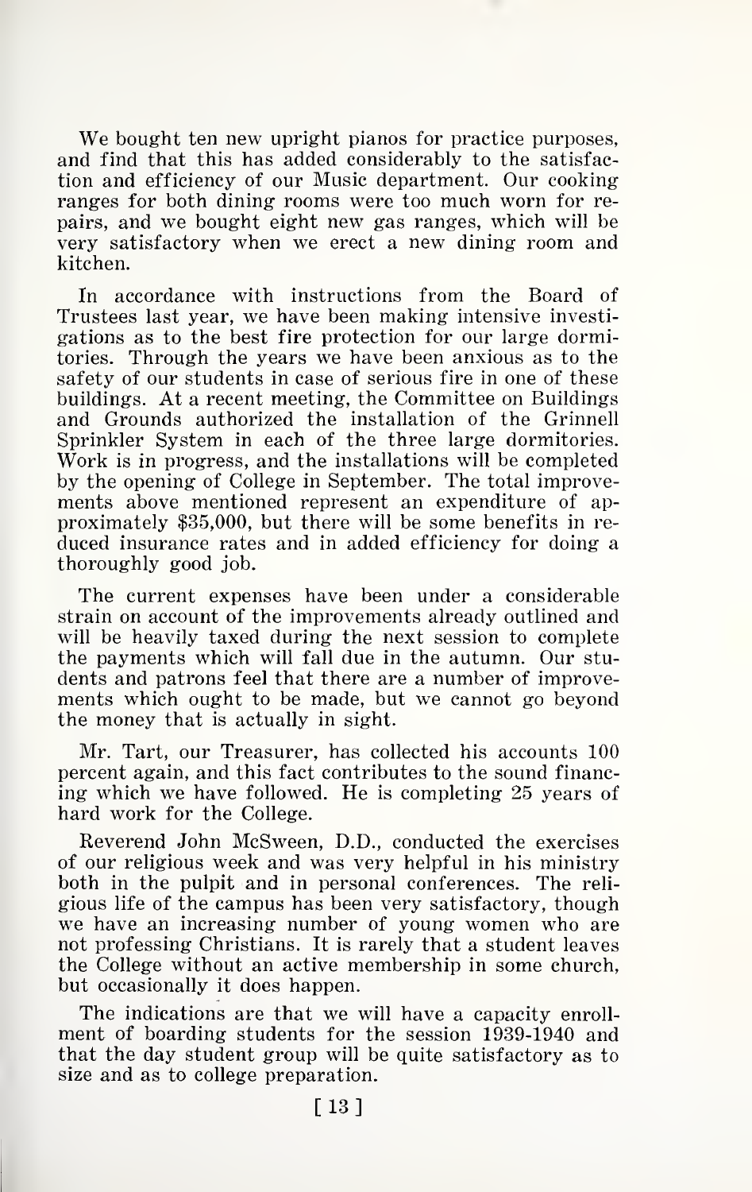We bought ten new upright pianos for practice purposes, and find that this has added considerably to the satisfaction and efficiency of our Music department. Our cooking ranges for both dining rooms were too much worn for repairs, and we bought eight new gas ranges, which will be very satisfactory when we erect a new dining room and kitchen.

In accordance with instructions from the Board of Trustees last year, we have been making intensive investigations as to the best fire protection for our large dormitories. Through the years we have been anxious as to the safety of our students in case of serious fire in one of these buildings. At a recent meeting, the Committee on Buildings and Grounds authorized the installation of the Grinnell Sprinkler System in each of the three large dormitories. Work is in progress, and the installations will be completed by the opening of College in September. The total improvements above mentioned represent an expenditure of approximately $35,000, but there will be some benefits in reduced insurance rates and in added efficiency for doing a thoroughly good job.

The current expenses have been under a considerable strain on account of the improvements already outlined and will be heavily taxed during the next session to complete the payments which will fall due in the autumn. Our students and patrons feel that there are a number of improvements which ought to be made, but we cannot go beyond the money that is actually in sight.

Mr. Tart, our Treasurer, has collected his accounts 100 percent again, and this fact contributes to the sound financing which we have followed. He is completing 25 years of hard work for the College.

Reverend John McSween, D.D., conducted the exercises of our religious week and was very helpful in his ministry both in the pulpit and in personal conferences. The religious life of the campus has been very satisfactory, though we have an increasing number of young women who are not professing Christians. It is rarely that a student leaves the College without an active membership in some church, but occasionally it does happen.

The indications are that we will have a capacity enrollment of boarding students for the session 1939-1940 and that the day student group will be quite satisfactory as to size and as to college preparation.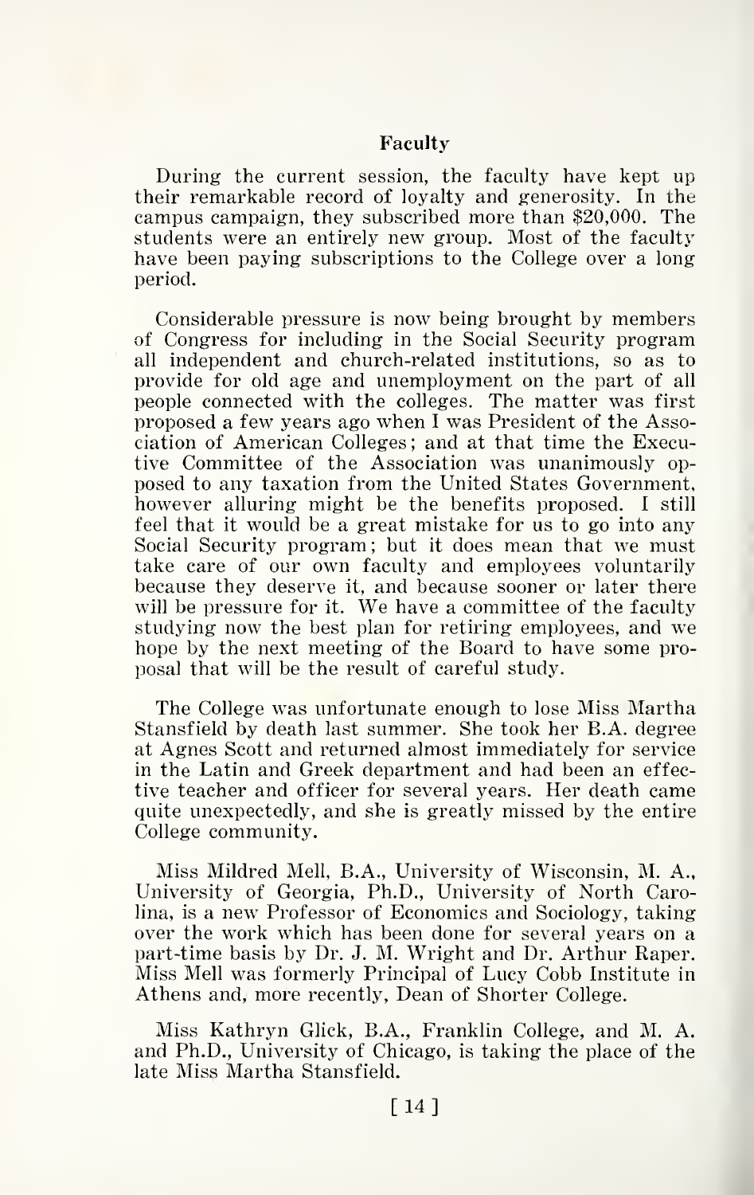## Faculty

During the current session, the faculty have kept up their remarkable record of loyalty and generosity. In the campus campaign, they subscribed more than $20,000. The students were an entirely new group. Most of the faculty have been paying subscriptions to the College over a long period.

Considerable pressure is now being brought by members of Congress for including in the Social Security program all independent and church-related institutions, so as to provide for old age and unemployment on the part of all people connected with the colleges. The matter was first proposed a few years ago when I was President of the Association of American Colleges; and at that time the Executive Committee of the Association was unanimously opposed to any taxation from the United States Government, however alluring might be the benefits proposed. I still feel that it would be a great mistake for us to go into any Social Security program; but it does mean that we must take care of our own faculty and employees voluntarily because they deserve it, and because sooner or later there will be pressure for it. We have a committee of the faculty studying now the best plan for retiring employees, and we hope by the next meeting of the Board to have some proposal that will be the result of careful study.

The College was unfortunate enough to lose Miss Martha Stansfield by death last summer. She took her B.A. degree at Agnes Scott and returned almost immediately for service in the Latin and Greek department and had been an effective teacher and officer for several years. Her death came quite unexpectedly, and she is greatly missed by the entire College community.

Miss Mildred Mell, B.A., University of Wisconsin, M. A., University of Georgia, Ph.D., University of North Carolina, is a new Professor of Economics and Sociology, taking over the work which has been done for several years on a part-time basis by Dr. J. M. Wright and Dr. Arthur Raper. Miss Mell was formerly Principal of Lucy Cobb Institute in Athens and, more recently, Dean of Shorter College.

Miss Kathryn Glick, B.A., Franklin College, and M. A. and Ph.D., University of Chicago, is taking the place of the late Miss Martha Stansfield.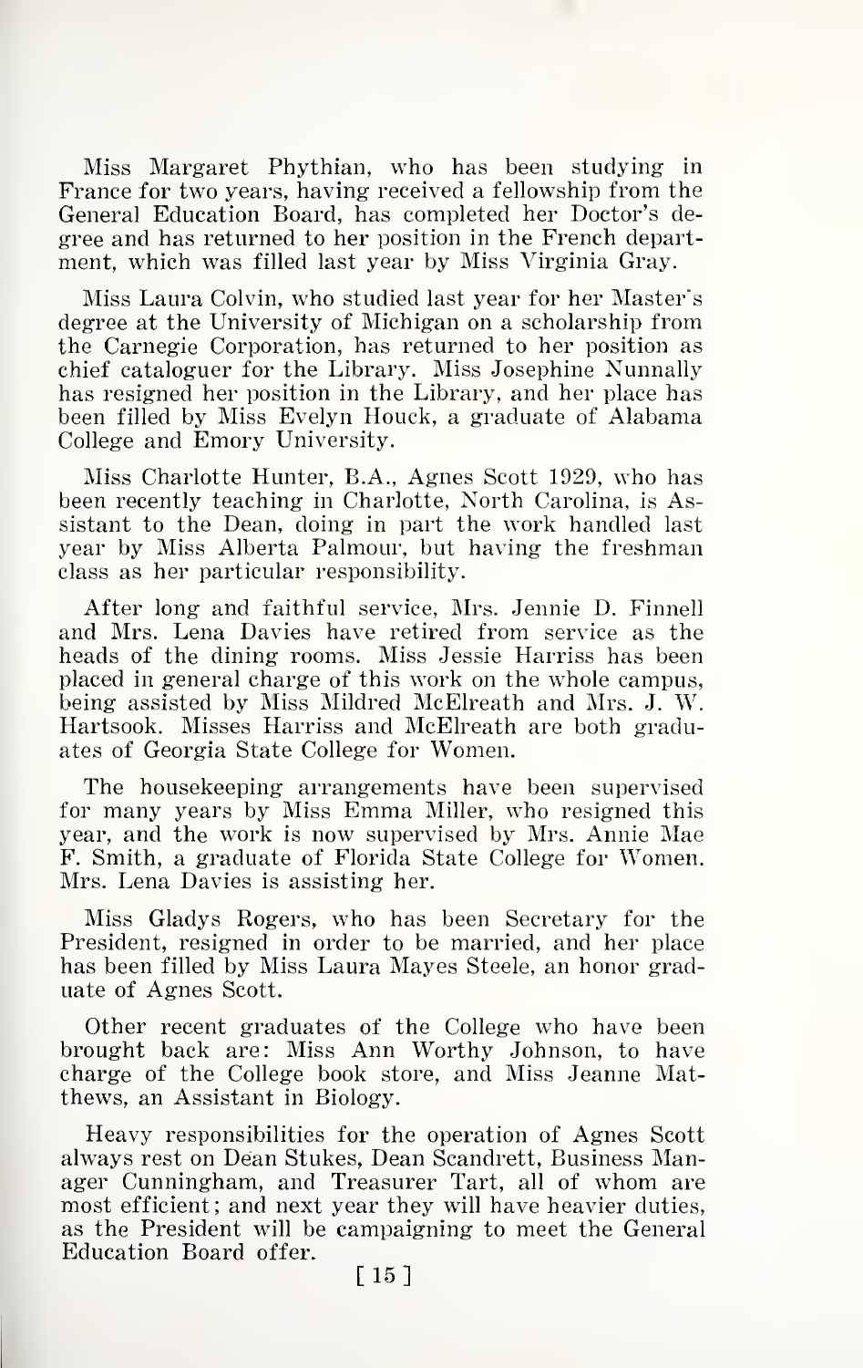Miss Margaret Phythian, who has been studying in France for two years, having received a fellowship from the General Education Board, has completed her Doctor's degree and has returned to her position in the French department, which was filled last year by Miss Virginia Gray.

Miss Laura Colvin, who studied last year for her Master's degree at the University of Michigan on a scholarship from the Carnegie Corporation, has returned to her position as chief cataloguer for the Library. Miss Josephine Nunnally has resigned her position in the Library, and her place has been filled by Miss Evelyn Houck, a graduate of Alabama College and Emory University.

Miss Charlotte Hunter, B.A., Agnes Scott 1929, who has been recently teaching in Charlotte, North Carolina, is Assistant to the Dean, doing in part the work handled last year by Miss Alberta Palmour, but having the freshman class as her particular responsibility.

After long and faithful service, Mrs. Jennie D. Finnell and Mrs. Lena Davies have retired from service as the heads of the dining rooms. Miss Jessie Harriss has been placed in general charge of this work on the whole campus, being assisted by Miss Mildred McElreath and Mrs. J. W. Hartsook. Misses Harriss and McElreath are both graduates of Georgia State College for Women.

The housekeeping arrangements have been supervised for many years by Miss Emma Miller, who resigned this year, and the work is now supervised by Mrs. Annie Mae F. Smith, a graduate of Florida State College for Women. Mrs. Lena Davies is assisting her.

Miss Gladys Rogers, who has been Secretary for the President, resigned in order to be married, and her place has been filled by Miss Laura Mayes Steele, an honor graduate of Agnes Scott.

Other recent graduates of the College who have been brought back are: Miss Ann Worthy Johnson, to have charge of the College book store, and Miss Jeanne Matthews, an Assistant in Biology.

Heavy responsibilities for the operation of Agnes Scott always rest on Dean Stukes, Dean Scandrett, Business Manager Cunningham, and Treasurer Tart, all of whom are most efficient; and next year they will have heavier duties, as the President will be campaigning to meet the General Education Board offer.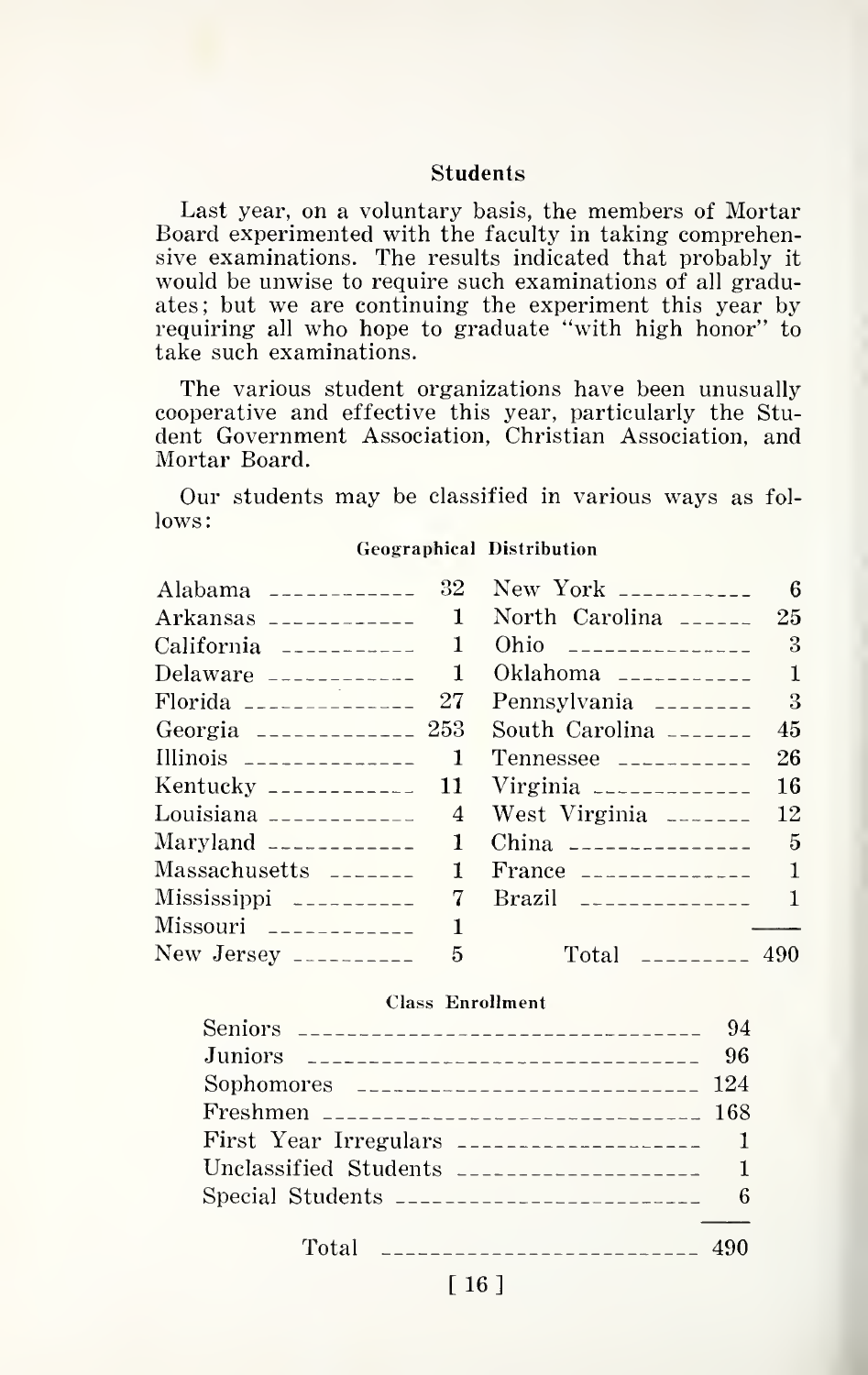## Students

Last year, on a voluntary basis, the members of Mortar Board experimented with the faculty in taking comprehensive examinations. The results indicated that probably it would be unwise to require such examinations of all graduates; but we are continuing the experiment this year by requiring all who hope to graduate "with high honor" to take such examinations.

The various student organizations have been unusually cooperative and effective this year, particularly the Student Government Association, Christian Association, and Mortar Board.

Our students may be classified in various ways as follows:

### Geographical Distribution

| State | Number | State | Number |
|---|---|---|---|
| Alabama | 32 | New York | 6 |
| Arkansas | 1 | North Carolina | 25 |
| California | 1 | Ohio | 3 |
| Delaware | 1 | Oklahoma | 1 |
| Florida | 27 | Pennsylvania | 3 |
| Georgia | 253 | South Carolina | 45 |
| Illinois | 1 | Tennessee | 26 |
| Kentucky | 11 | Virginia | 16 |
| Louisiana | 4 | West Virginia | 12 |
| Maryland | 1 | China | 5 |
| Massachusetts | 1 | France | 1 |
| Mississippi | 7 | Brazil | 1 |
| Missouri | 1 | | |
| New Jersey | 5 | Total | 490 |

### Class Enrollment

| Class | Number |
|---|---|
| Seniors | 94 |
| Juniors | 96 |
| Sophomores | 124 |
| Freshmen | 168 |
| First Year Irregulars | 1 |
| Unclassified Students | 1 |
| Special Students | 6 |
| Total | 490 |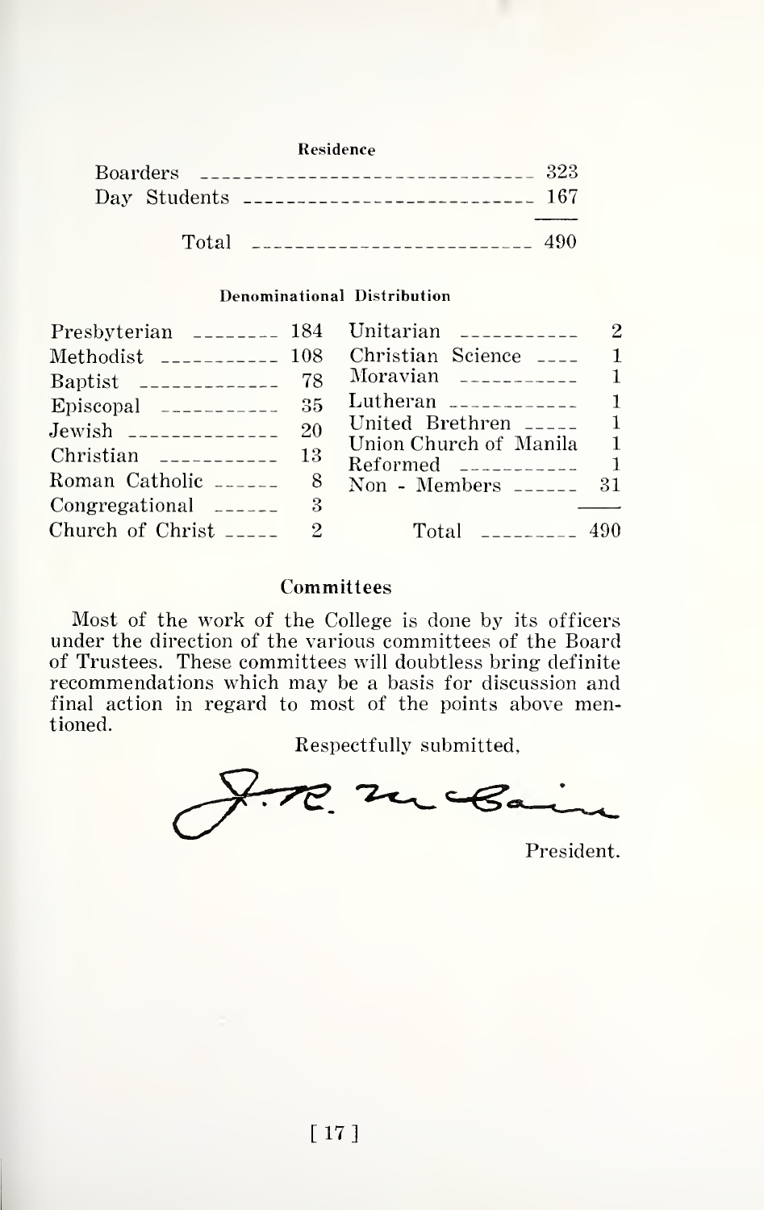#### Residence

| | |
|---|---|
| Boarders | 323 |
| Day Students | 167 |
| Total | 490 |

#### Denominational Distribution

| | | | |
|---|---|---|---|
| Presbyterian | 184 | Unitarian | 2 |
| Methodist | 108 | Christian Science | 1 |
| Baptist | 78 | Moravian | 1 |
| Episcopal | 35 | Lutheran | 1 |
| Jewish | 20 | United Brethren | 1 |
| Christian | 13 | Union Church of Manila | 1 |
| Roman Catholic | 8 | Reformed | 1 |
| Congregational | 3 | Non - Members | 31 |
| Church of Christ | 2 | Total | 490 |

#### Committees

Most of the work of the College is done by its officers under the direction of the various committees of the Board of Trustees. These committees will doubtless bring definite recommendations which may be a basis for discussion and final action in regard to most of the points above mentioned.

Respectfully submitted,

J. R. McCain

President.